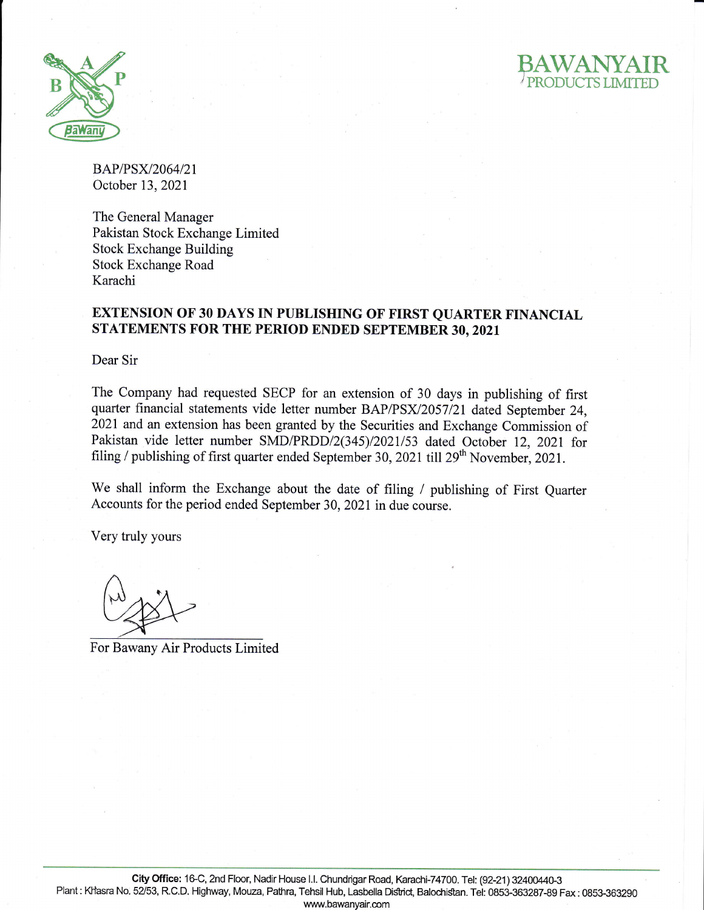BAWANYAIR
PRODUCTS LIMITED

BAP/PSX/2064/21
October 13, 2021

The General Manager
Pakistan Stock Exchange Limited
Stock Exchange Building
Stock Exchange Road
Karachi

**EXTENSION OF 30 DAYS IN PUBLISHING OF FIRST QUARTER FINANCIAL STATEMENTS FOR THE PERIOD ENDED SEPTEMBER 30, 2021**

Dear Sir

The Company had requested SECP for an extension of 30 days in publishing of first quarter financial statements vide letter number BAP/PSX/2057/21 dated September 24, 2021 and an extension has been granted by the Securities and Exchange Commission of Pakistan vide letter number SMD/PRDD/2(345)/2021/53 dated October 12, 2021 for filing / publishing of first quarter ended September 30, 2021 till 29th November, 2021.

We shall inform the Exchange about the date of filing / publishing of First Quarter Accounts for the period ended September 30, 2021 in due course.

Very truly yours

For Bawany Air Products Limited

**City Office:** 16-C, 2nd Floor, Nadir House I.I. Chundrigar Road, Karachi-74700. Tel: (92-21) 32400440-3
Plant : Khasra No. 52/53, R.C.D. Highway, Mouza, Pathra, Tehsil Hub, Lasbella District, Balochistan. Tel: 0853-363287-89 Fax : 0853-363290
www.bawanyair.com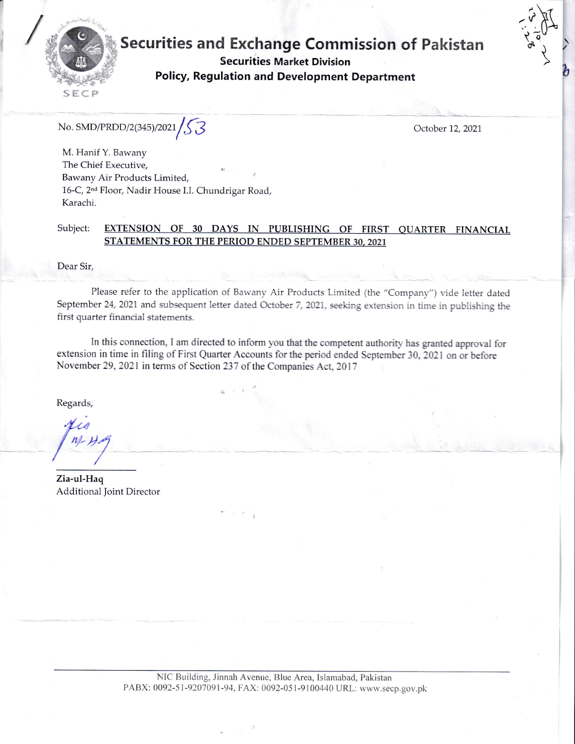# Securities and Exchange Commission of Pakistan

**Securities Market Division**

**Policy, Regulation and Development Department**

No. SMD/PRDD/2(345)/2021/53

October 12, 2021

M. Hanif Y. Bawany
The Chief Executive,
Bawany Air Products Limited,
16-C, 2nd Floor, Nadir House I.I. Chundrigar Road,
Karachi.

Subject: **EXTENSION OF 30 DAYS IN PUBLISHING OF FIRST QUARTER FINANCIAL STATEMENTS FOR THE PERIOD ENDED SEPTEMBER 30, 2021**

Dear Sir,

Please refer to the application of Bawany Air Products Limited (the "Company") vide letter dated September 24, 2021 and subsequent letter dated October 7, 2021, seeking extension in time in publishing the first quarter financial statements.

In this connection, I am directed to inform you that the competent authority has granted approval for extension in time in filing of First Quarter Accounts for the period ended September 30, 2021 on or before November 29, 2021 in terms of Section 237 of the Companies Act, 2017

Regards,

**Zia-ul-Haq**
Additional Joint Director

NIC Building, Jinnah Avenue, Blue Area, Islamabad, Pakistan
PABX: 0092-51-9207091-94, FAX: 0092-051-9100440 URL: www.secp.gov.pk